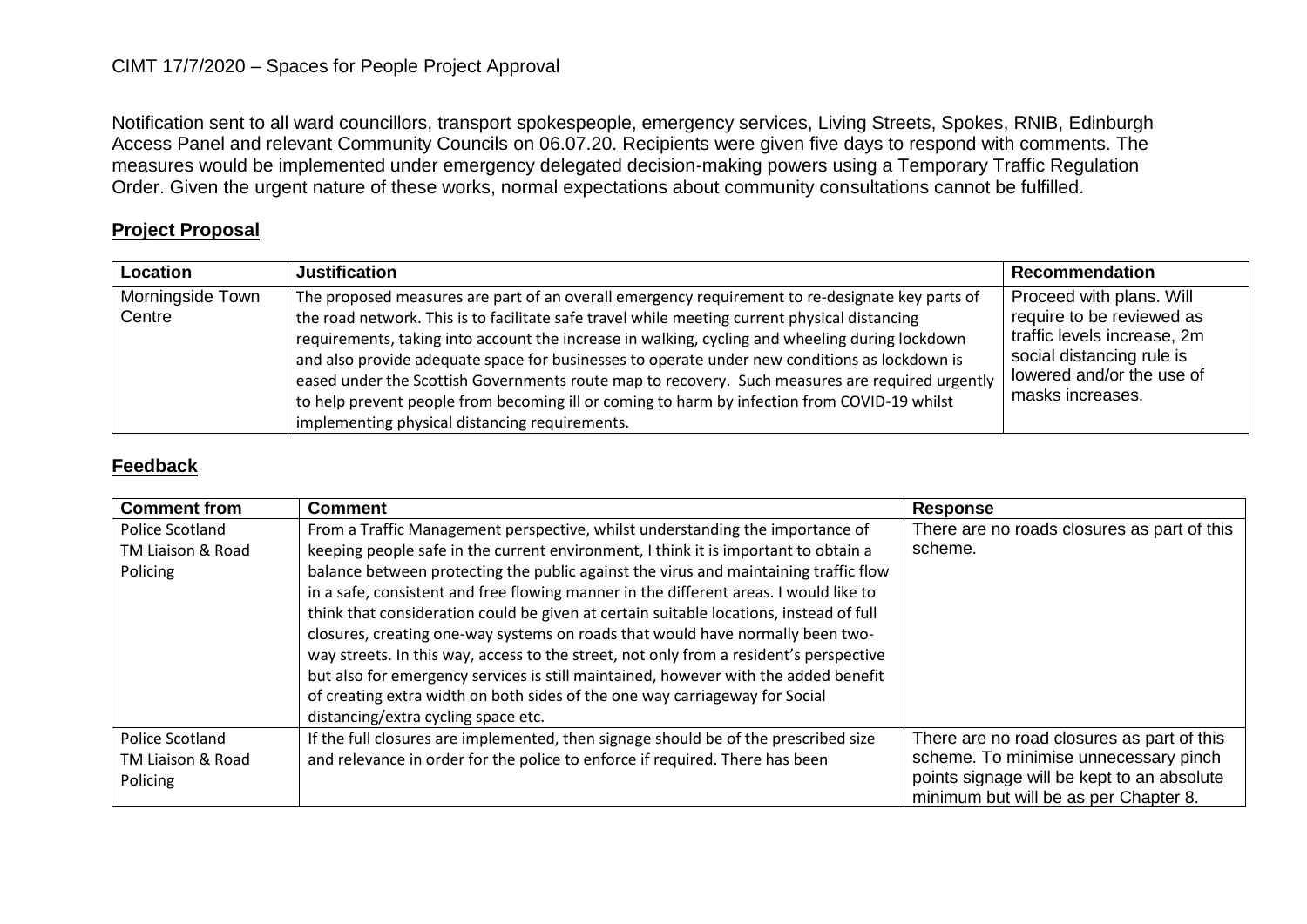CIMT 17/7/2020 – Spaces for People Project Approval

Notification sent to all ward councillors, transport spokespeople, emergency services, Living Streets, Spokes, RNIB, Edinburgh Access Panel and relevant Community Councils on 06.07.20. Recipients were given five days to respond with comments. The measures would be implemented under emergency delegated decision-making powers using a Temporary Traffic Regulation Order. Given the urgent nature of these works, normal expectations about community consultations cannot be fulfilled.

## Project Proposal

| Location | Justification | Recommendation |
| --- | --- | --- |
| Morningside Town Centre | The proposed measures are part of an overall emergency requirement to re-designate key parts of the road network. This is to facilitate safe travel while meeting current physical distancing requirements, taking into account the increase in walking, cycling and wheeling during lockdown and also provide adequate space for businesses to operate under new conditions as lockdown is eased under the Scottish Governments route map to recovery. Such measures are required urgently to help prevent people from becoming ill or coming to harm by infection from COVID-19 whilst implementing physical distancing requirements. | Proceed with plans. Will require to be reviewed as traffic levels increase, 2m social distancing rule is lowered and/or the use of masks increases. |

## Feedback

| Comment from | Comment | Response |
| --- | --- | --- |
| Police Scotland TM Liaison & Road Policing | From a Traffic Management perspective, whilst understanding the importance of keeping people safe in the current environment, I think it is important to obtain a balance between protecting the public against the virus and maintaining traffic flow in a safe, consistent and free flowing manner in the different areas. I would like to think that consideration could be given at certain suitable locations, instead of full closures, creating one-way systems on roads that would have normally been two-way streets. In this way, access to the street, not only from a resident's perspective but also for emergency services is still maintained, however with the added benefit of creating extra width on both sides of the one way carriageway for Social distancing/extra cycling space etc. | There are no roads closures as part of this scheme. |
| Police Scotland TM Liaison & Road Policing | If the full closures are implemented, then signage should be of the prescribed size and relevance in order for the police to enforce if required. There has been | There are no road closures as part of this scheme. To minimise unnecessary pinch points signage will be kept to an absolute minimum but will be as per Chapter 8. |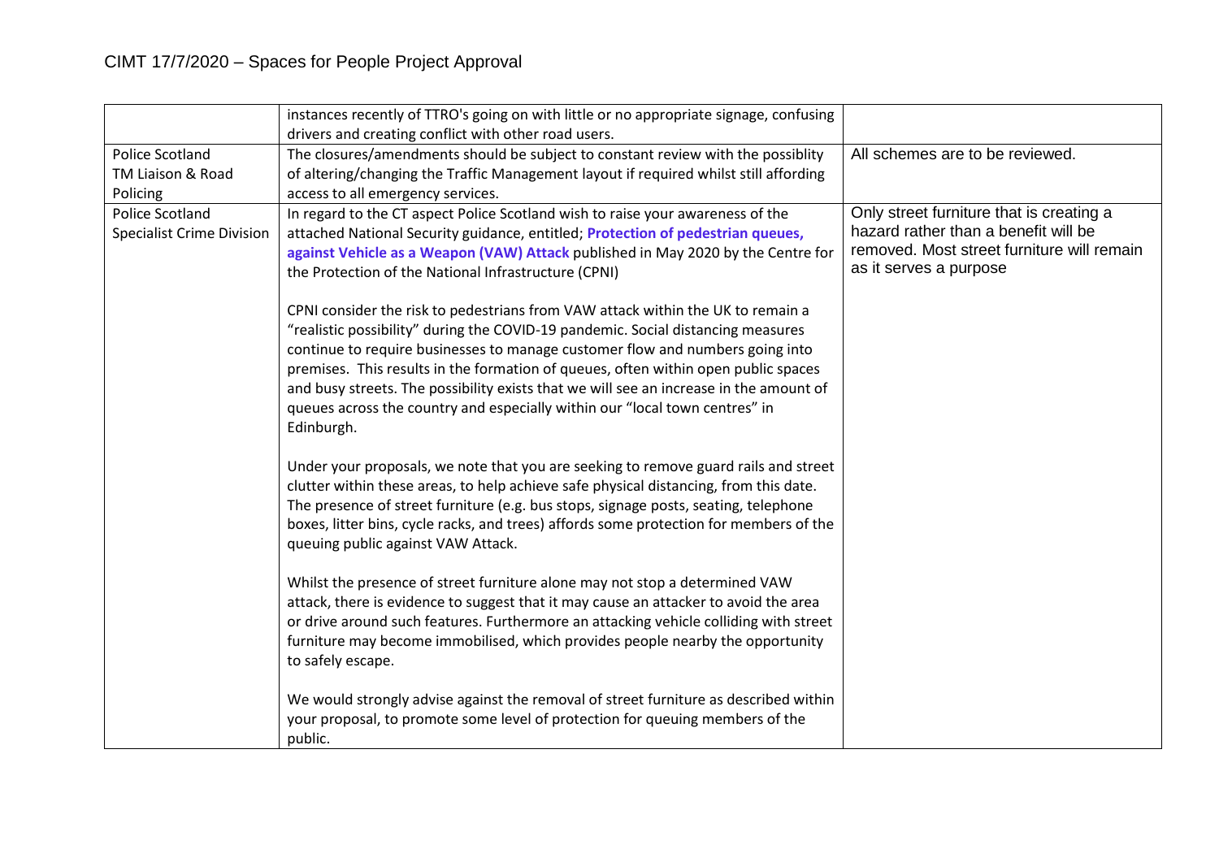# CIMT 17/7/2020 – Spaces for People Project Approval

| | | |
|---|---|---|
| | instances recently of TTRO's going on with little or no appropriate signage, confusing drivers and creating conflict with other road users. | |
| Police Scotland TM Liaison & Road Policing | The closures/amendments should be subject to constant review with the possiblity of altering/changing the Traffic Management layout if required whilst still affording access to all emergency services. | All schemes are to be reviewed. |
| Police Scotland Specialist Crime Division | In regard to the CT aspect Police Scotland wish to raise your awareness of the attached National Security guidance, entitled; **Protection of pedestrian queues, against Vehicle as a Weapon (VAW) Attack** published in May 2020 by the Centre for the Protection of the National Infrastructure (CPNI)<br><br>CPNI consider the risk to pedestrians from VAW attack within the UK to remain a "realistic possibility" during the COVID-19 pandemic. Social distancing measures continue to require businesses to manage customer flow and numbers going into premises. This results in the formation of queues, often within open public spaces and busy streets. The possibility exists that we will see an increase in the amount of queues across the country and especially within our "local town centres" in Edinburgh.<br><br>Under your proposals, we note that you are seeking to remove guard rails and street clutter within these areas, to help achieve safe physical distancing, from this date. The presence of street furniture (e.g. bus stops, signage posts, seating, telephone boxes, litter bins, cycle racks, and trees) affords some protection for members of the queuing public against VAW Attack.<br><br>Whilst the presence of street furniture alone may not stop a determined VAW attack, there is evidence to suggest that it may cause an attacker to avoid the area or drive around such features. Furthermore an attacking vehicle colliding with street furniture may become immobilised, which provides people nearby the opportunity to safely escape.<br><br>We would strongly advise against the removal of street furniture as described within your proposal, to promote some level of protection for queuing members of the public. | Only street furniture that is creating a hazard rather than a benefit will be removed. Most street furniture will remain as it serves a purpose |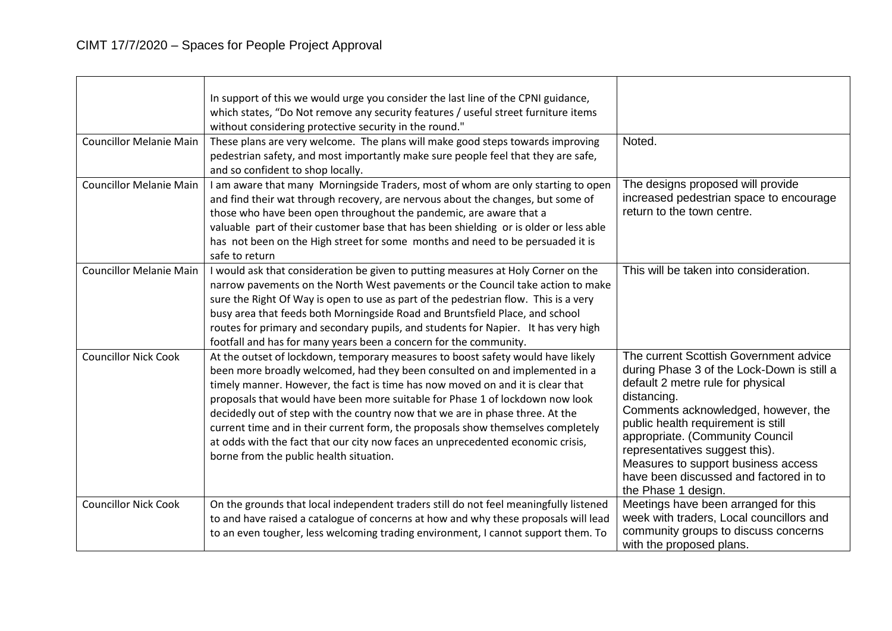| | | |
|---|---|---|
| | In support of this we would urge you consider the last line of the CPNI guidance, which states, "Do Not remove any security features / useful street furniture items without considering protective security in the round." | |
| Councillor Melanie Main | These plans are very welcome. The plans will make good steps towards improving pedestrian safety, and most importantly make sure people feel that they are safe, and so confident to shop locally. | Noted. |
| Councillor Melanie Main | I am aware that many Morningside Traders, most of whom are only starting to open and find their wat through recovery, are nervous about the changes, but some of those who have been open throughout the pandemic, are aware that a valuable part of their customer base that has been shielding or is older or less able has not been on the High street for some months and need to be persuaded it is safe to return | The designs proposed will provide increased pedestrian space to encourage return to the town centre. |
| Councillor Melanie Main | I would ask that consideration be given to putting measures at Holy Corner on the narrow pavements on the North West pavements or the Council take action to make sure the Right Of Way is open to use as part of the pedestrian flow. This is a very busy area that feeds both Morningside Road and Bruntsfield Place, and school routes for primary and secondary pupils, and students for Napier. It has very high footfall and has for many years been a concern for the community. | This will be taken into consideration. |
| Councillor Nick Cook | At the outset of lockdown, temporary measures to boost safety would have likely been more broadly welcomed, had they been consulted on and implemented in a timely manner. However, the fact is time has now moved on and it is clear that proposals that would have been more suitable for Phase 1 of lockdown now look decidedly out of step with the country now that we are in phase three. At the current time and in their current form, the proposals show themselves completely at odds with the fact that our city now faces an unprecedented economic crisis, borne from the public health situation. | The current Scottish Government advice during Phase 3 of the Lock-Down is still a default 2 metre rule for physical distancing.<br>Comments acknowledged, however, the public health requirement is still appropriate. (Community Council representatives suggest this).<br>Measures to support business access have been discussed and factored in to the Phase 1 design. |
| Councillor Nick Cook | On the grounds that local independent traders still do not feel meaningfully listened to and have raised a catalogue of concerns at how and why these proposals will lead to an even tougher, less welcoming trading environment, I cannot support them. To | Meetings have been arranged for this week with traders, Local councillors and community groups to discuss concerns with the proposed plans. |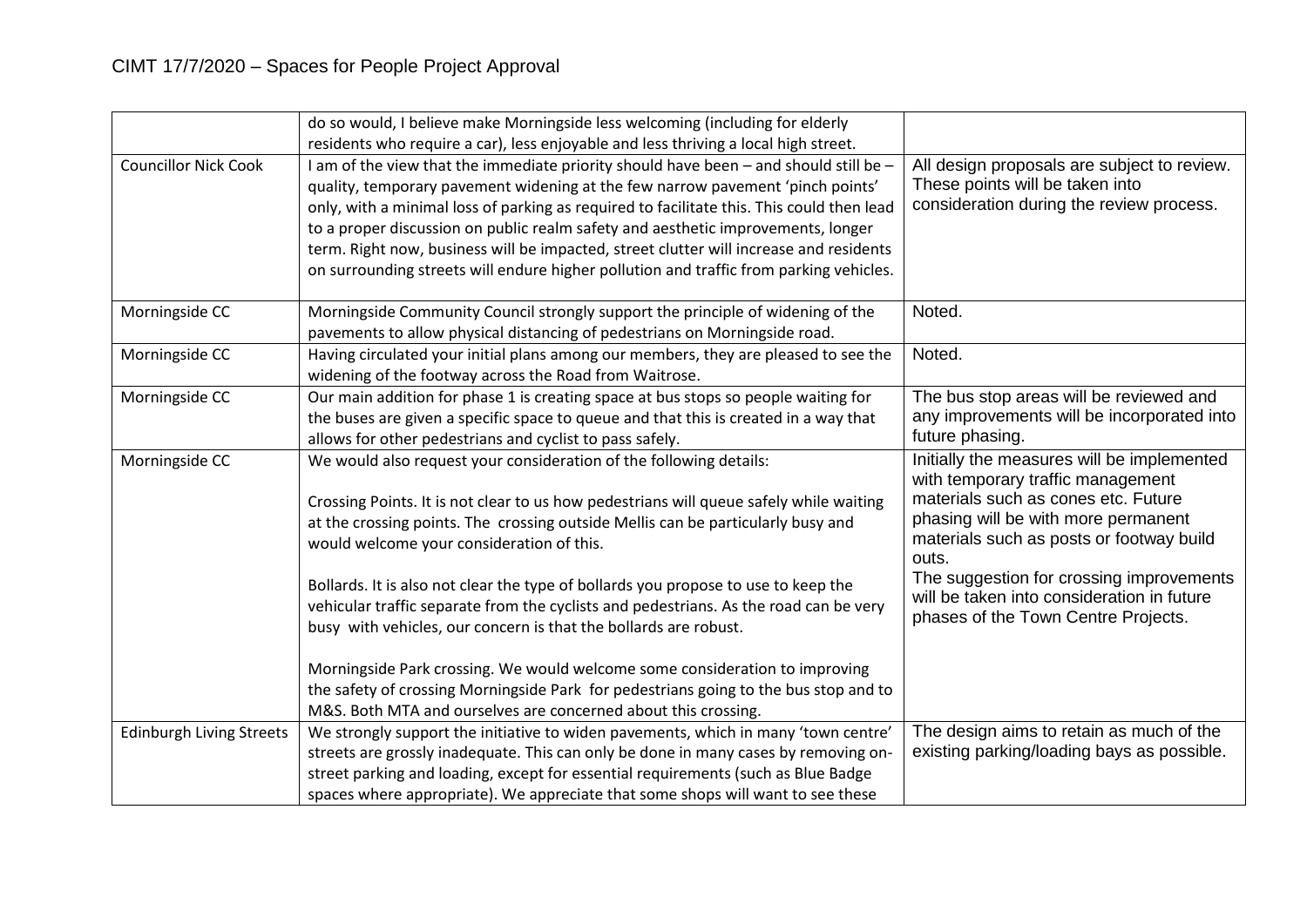| | | |
|---|---|---|
| | do so would, I believe make Morningside less welcoming (including for elderly residents who require a car), less enjoyable and less thriving a local high street. | |
| Councillor Nick Cook | I am of the view that the immediate priority should have been – and should still be – quality, temporary pavement widening at the few narrow pavement 'pinch points' only, with a minimal loss of parking as required to facilitate this. This could then lead to a proper discussion on public realm safety and aesthetic improvements, longer term. Right now, business will be impacted, street clutter will increase and residents on surrounding streets will endure higher pollution and traffic from parking vehicles. | All design proposals are subject to review. These points will be taken into consideration during the review process. |
| Morningside CC | Morningside Community Council strongly support the principle of widening of the pavements to allow physical distancing of pedestrians on Morningside road. | Noted. |
| Morningside CC | Having circulated your initial plans among our members, they are pleased to see the widening of the footway across the Road from Waitrose. | Noted. |
| Morningside CC | Our main addition for phase 1 is creating space at bus stops so people waiting for the buses are given a specific space to queue and that this is created in a way that allows for other pedestrians and cyclist to pass safely. | The bus stop areas will be reviewed and any improvements will be incorporated into future phasing. |
| Morningside CC | We would also request your consideration of the following details:<br><br>Crossing Points. It is not clear to us how pedestrians will queue safely while waiting at the crossing points. The crossing outside Mellis can be particularly busy and would welcome your consideration of this.<br><br>Bollards. It is also not clear the type of bollards you propose to use to keep the vehicular traffic separate from the cyclists and pedestrians. As the road can be very busy with vehicles, our concern is that the bollards are robust.<br><br>Morningside Park crossing. We would welcome some consideration to improving the safety of crossing Morningside Park for pedestrians going to the bus stop and to M&S. Both MTA and ourselves are concerned about this crossing. | Initially the measures will be implemented with temporary traffic management materials such as cones etc. Future phasing will be with more permanent materials such as posts or footway build outs.<br>The suggestion for crossing improvements will be taken into consideration in future phases of the Town Centre Projects. |
| Edinburgh Living Streets | We strongly support the initiative to widen pavements, which in many 'town centre' streets are grossly inadequate. This can only be done in many cases by removing on-street parking and loading, except for essential requirements (such as Blue Badge spaces where appropriate). We appreciate that some shops will want to see these | The design aims to retain as much of the existing parking/loading bays as possible. |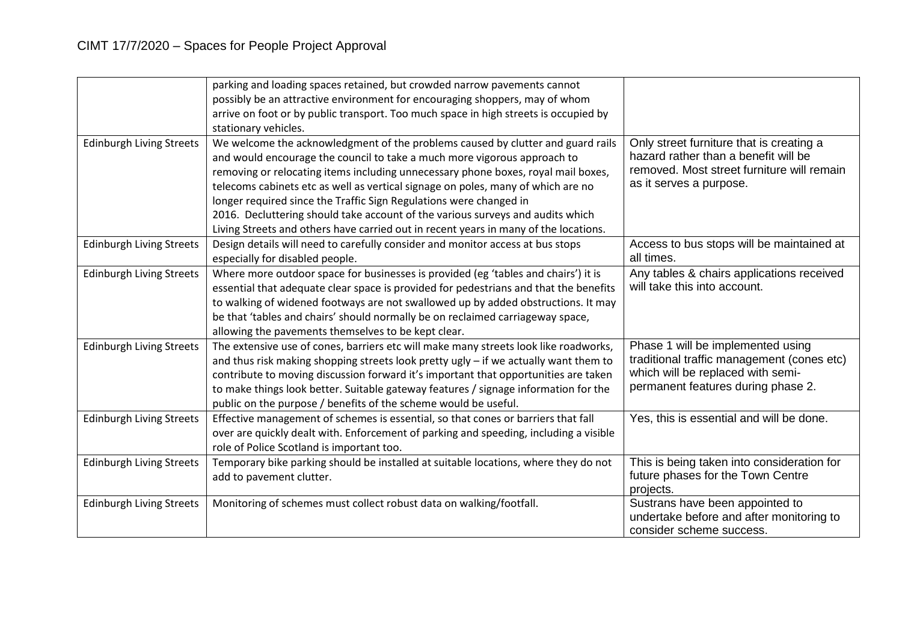| | | |
|---|---|---|
| | parking and loading spaces retained, but crowded narrow pavements cannot possibly be an attractive environment for encouraging shoppers, may of whom arrive on foot or by public transport. Too much space in high streets is occupied by stationary vehicles. | |
| Edinburgh Living Streets | We welcome the acknowledgment of the problems caused by clutter and guard rails and would encourage the council to take a much more vigorous approach to removing or relocating items including unnecessary phone boxes, royal mail boxes, telecoms cabinets etc as well as vertical signage on poles, many of which are no longer required since the Traffic Sign Regulations were changed in 2016. Decluttering should take account of the various surveys and audits which Living Streets and others have carried out in recent years in many of the locations. | Only street furniture that is creating a hazard rather than a benefit will be removed. Most street furniture will remain as it serves a purpose. |
| Edinburgh Living Streets | Design details will need to carefully consider and monitor access at bus stops especially for disabled people. | Access to bus stops will be maintained at all times. |
| Edinburgh Living Streets | Where more outdoor space for businesses is provided (eg 'tables and chairs') it is essential that adequate clear space is provided for pedestrians and that the benefits to walking of widened footways are not swallowed up by added obstructions. It may be that 'tables and chairs' should normally be on reclaimed carriageway space, allowing the pavements themselves to be kept clear. | Any tables & chairs applications received will take this into account. |
| Edinburgh Living Streets | The extensive use of cones, barriers etc will make many streets look like roadworks, and thus risk making shopping streets look pretty ugly – if we actually want them to contribute to moving discussion forward it's important that opportunities are taken to make things look better. Suitable gateway features / signage information for the public on the purpose / benefits of the scheme would be useful. | Phase 1 will be implemented using traditional traffic management (cones etc) which will be replaced with semi-permanent features during phase 2. |
| Edinburgh Living Streets | Effective management of schemes is essential, so that cones or barriers that fall over are quickly dealt with. Enforcement of parking and speeding, including a visible role of Police Scotland is important too. | Yes, this is essential and will be done. |
| Edinburgh Living Streets | Temporary bike parking should be installed at suitable locations, where they do not add to pavement clutter. | This is being taken into consideration for future phases for the Town Centre projects. |
| Edinburgh Living Streets | Monitoring of schemes must collect robust data on walking/footfall. | Sustrans have been appointed to undertake before and after monitoring to consider scheme success. |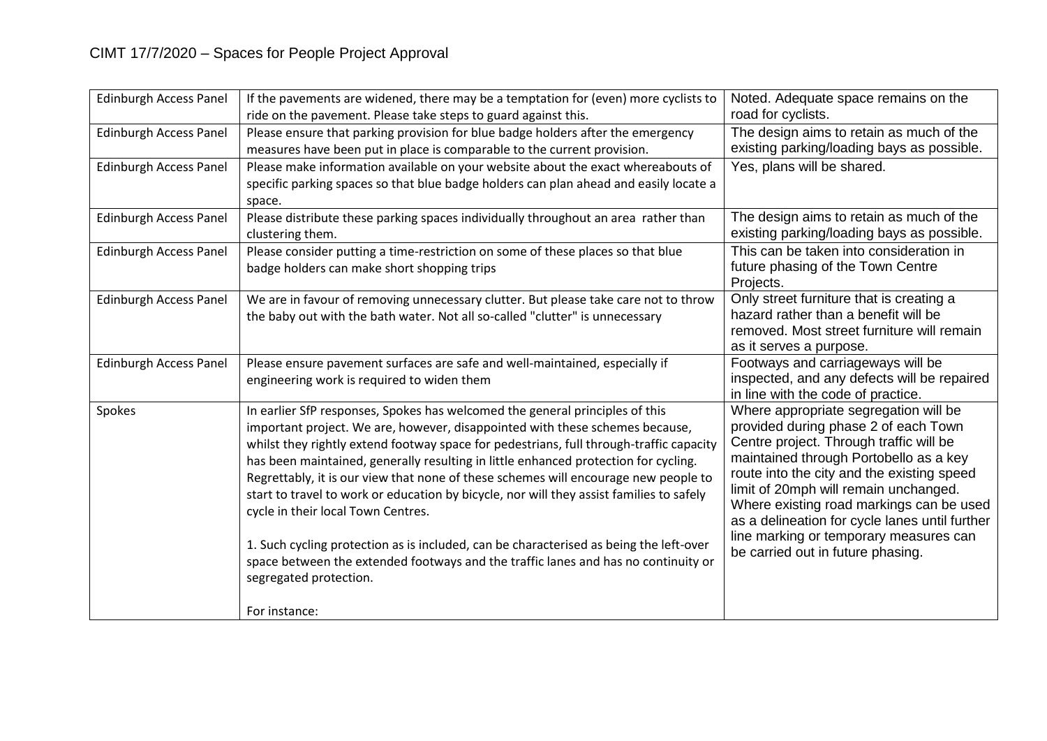| Edinburgh Access Panel | If the pavements are widened, there may be a temptation for (even) more cyclists to ride on the pavement. Please take steps to guard against this. | Noted. Adequate space remains on the road for cyclists. |
|---|---|---|
| Edinburgh Access Panel | Please ensure that parking provision for blue badge holders after the emergency measures have been put in place is comparable to the current provision. | The design aims to retain as much of the existing parking/loading bays as possible. |
| Edinburgh Access Panel | Please make information available on your website about the exact whereabouts of specific parking spaces so that blue badge holders can plan ahead and easily locate a space. | Yes, plans will be shared. |
| Edinburgh Access Panel | Please distribute these parking spaces individually throughout an area rather than clustering them. | The design aims to retain as much of the existing parking/loading bays as possible. |
| Edinburgh Access Panel | Please consider putting a time-restriction on some of these places so that blue badge holders can make short shopping trips | This can be taken into consideration in future phasing of the Town Centre Projects. |
| Edinburgh Access Panel | We are in favour of removing unnecessary clutter. But please take care not to throw the baby out with the bath water. Not all so-called "clutter" is unnecessary | Only street furniture that is creating a hazard rather than a benefit will be removed. Most street furniture will remain as it serves a purpose. |
| Edinburgh Access Panel | Please ensure pavement surfaces are safe and well-maintained, especially if engineering work is required to widen them | Footways and carriageways will be inspected, and any defects will be repaired in line with the code of practice. |
| Spokes | In earlier SfP responses, Spokes has welcomed the general principles of this important project. We are, however, disappointed with these schemes because, whilst they rightly extend footway space for pedestrians, full through-traffic capacity has been maintained, generally resulting in little enhanced protection for cycling. Regrettably, it is our view that none of these schemes will encourage new people to start to travel to work or education by bicycle, nor will they assist families to safely cycle in their local Town Centres.<br><br>1. Such cycling protection as is included, can be characterised as being the left-over space between the extended footways and the traffic lanes and has no continuity or segregated protection.<br><br>For instance: | Where appropriate segregation will be provided during phase 2 of each Town Centre project. Through traffic will be maintained through Portobello as a key route into the city and the existing speed limit of 20mph will remain unchanged. Where existing road markings can be used as a delineation for cycle lanes until further line marking or temporary measures can be carried out in future phasing. |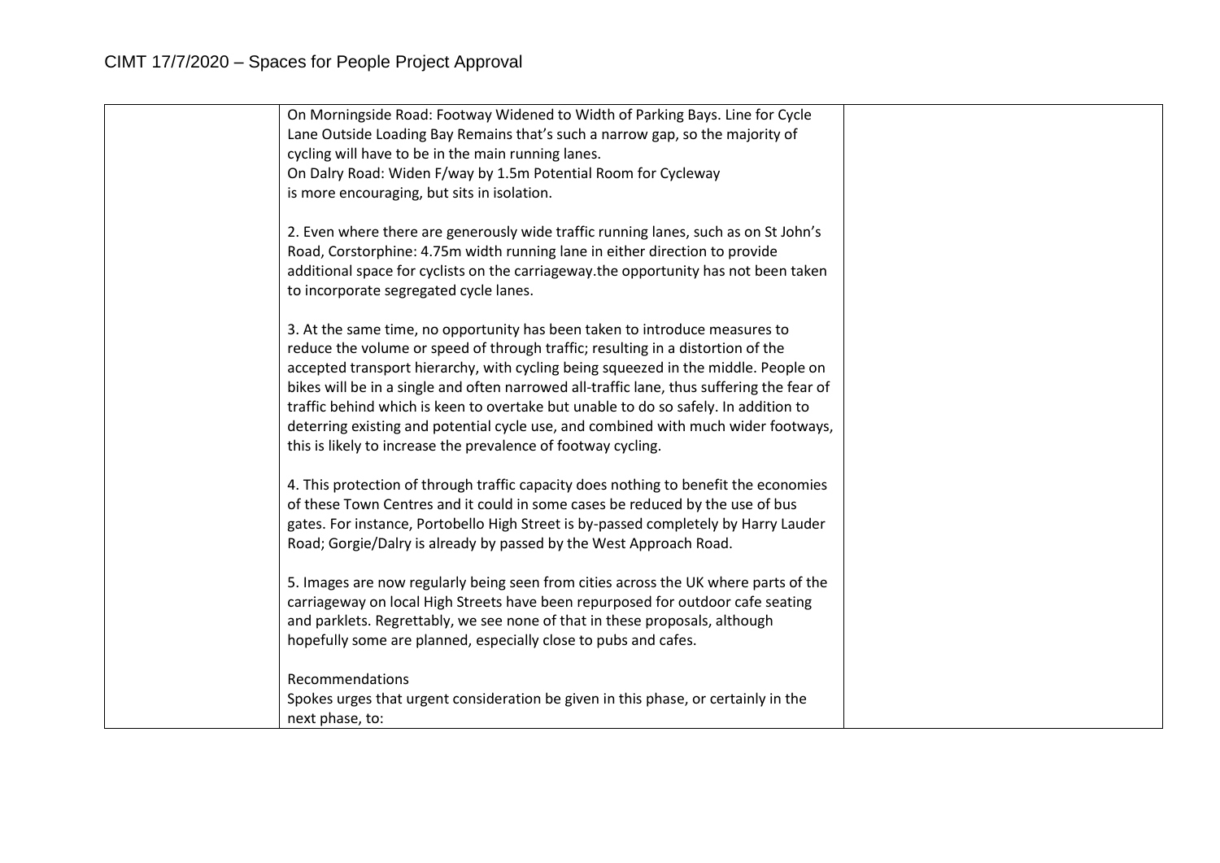| | | |
|---|---|---|
| | On Morningside Road: Footway Widened to Width of Parking Bays. Line for Cycle Lane Outside Loading Bay Remains that's such a narrow gap, so the majority of cycling will have to be in the main running lanes.<br>On Dalry Road: Widen F/way by 1.5m Potential Room for Cycleway is more encouraging, but sits in isolation.<br><br>2. Even where there are generously wide traffic running lanes, such as on St John's Road, Corstorphine: 4.75m width running lane in either direction to provide additional space for cyclists on the carriageway.the opportunity has not been taken to incorporate segregated cycle lanes.<br><br>3. At the same time, no opportunity has been taken to introduce measures to reduce the volume or speed of through traffic; resulting in a distortion of the accepted transport hierarchy, with cycling being squeezed in the middle. People on bikes will be in a single and often narrowed all-traffic lane, thus suffering the fear of traffic behind which is keen to overtake but unable to do so safely. In addition to deterring existing and potential cycle use, and combined with much wider footways, this is likely to increase the prevalence of footway cycling.<br><br>4. This protection of through traffic capacity does nothing to benefit the economies of these Town Centres and it could in some cases be reduced by the use of bus gates. For instance, Portobello High Street is by-passed completely by Harry Lauder Road; Gorgie/Dalry is already by passed by the West Approach Road.<br><br>5. Images are now regularly being seen from cities across the UK where parts of the carriageway on local High Streets have been repurposed for outdoor cafe seating and parklets. Regrettably, we see none of that in these proposals, although hopefully some are planned, especially close to pubs and cafes.<br><br>Recommendations<br>Spokes urges that urgent consideration be given in this phase, or certainly in the next phase, to: | |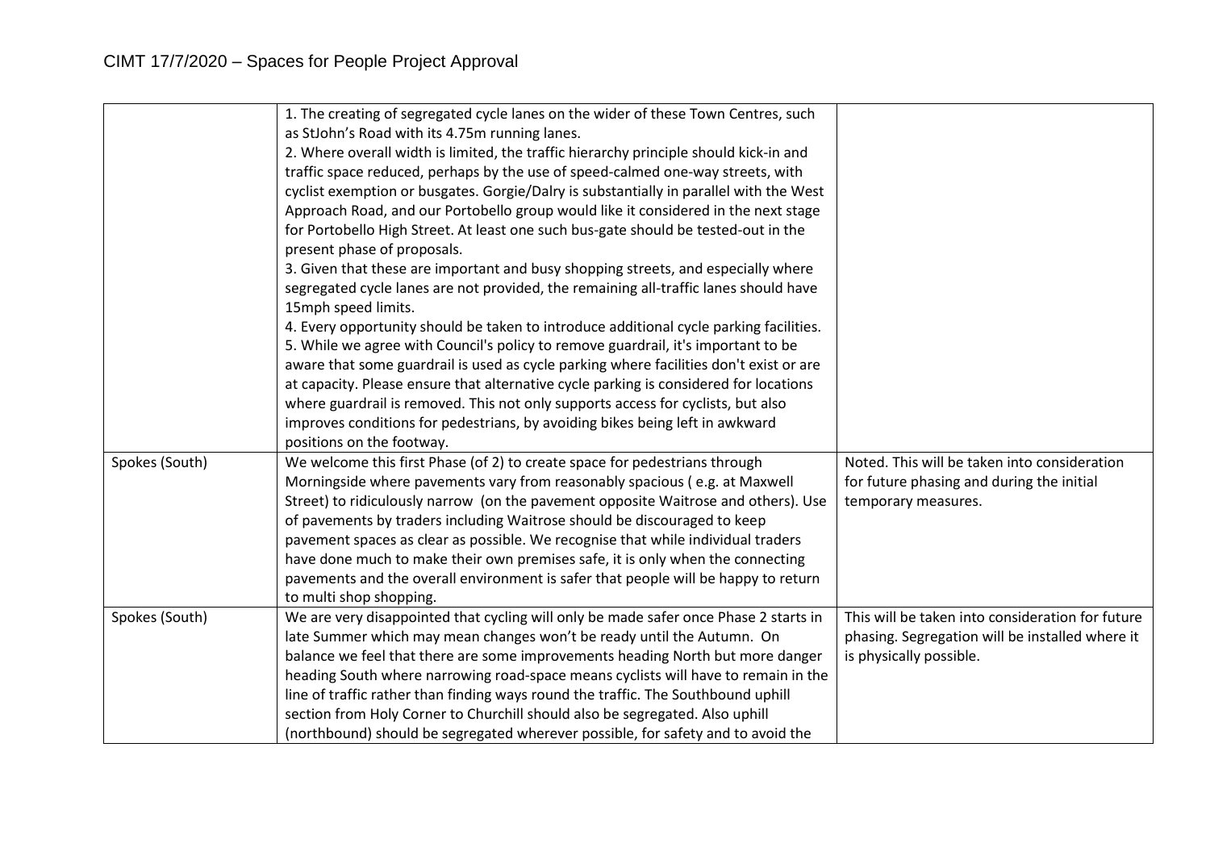| | | |
|---|---|---|
| | 1. The creating of segregated cycle lanes on the wider of these Town Centres, such as StJohn's Road with its 4.75m running lanes.<br>2. Where overall width is limited, the traffic hierarchy principle should kick-in and traffic space reduced, perhaps by the use of speed-calmed one-way streets, with cyclist exemption or busgates. Gorgie/Dalry is substantially in parallel with the West Approach Road, and our Portobello group would like it considered in the next stage for Portobello High Street. At least one such bus-gate should be tested-out in the present phase of proposals.<br>3. Given that these are important and busy shopping streets, and especially where segregated cycle lanes are not provided, the remaining all-traffic lanes should have 15mph speed limits.<br>4. Every opportunity should be taken to introduce additional cycle parking facilities.<br>5. While we agree with Council's policy to remove guardrail, it's important to be aware that some guardrail is used as cycle parking where facilities don't exist or are at capacity. Please ensure that alternative cycle parking is considered for locations where guardrail is removed. This not only supports access for cyclists, but also improves conditions for pedestrians, by avoiding bikes being left in awkward positions on the footway. | |
| Spokes (South) | We welcome this first Phase (of 2) to create space for pedestrians through Morningside where pavements vary from reasonably spacious ( e.g. at Maxwell Street) to ridiculously narrow (on the pavement opposite Waitrose and others). Use of pavements by traders including Waitrose should be discouraged to keep pavement spaces as clear as possible. We recognise that while individual traders have done much to make their own premises safe, it is only when the connecting pavements and the overall environment is safer that people will be happy to return to multi shop shopping. | Noted. This will be taken into consideration for future phasing and during the initial temporary measures. |
| Spokes (South) | We are very disappointed that cycling will only be made safer once Phase 2 starts in late Summer which may mean changes won't be ready until the Autumn. On balance we feel that there are some improvements heading North but more danger heading South where narrowing road-space means cyclists will have to remain in the line of traffic rather than finding ways round the traffic. The Southbound uphill section from Holy Corner to Churchill should also be segregated. Also uphill (northbound) should be segregated wherever possible, for safety and to avoid the | This will be taken into consideration for future phasing. Segregation will be installed where it is physically possible. |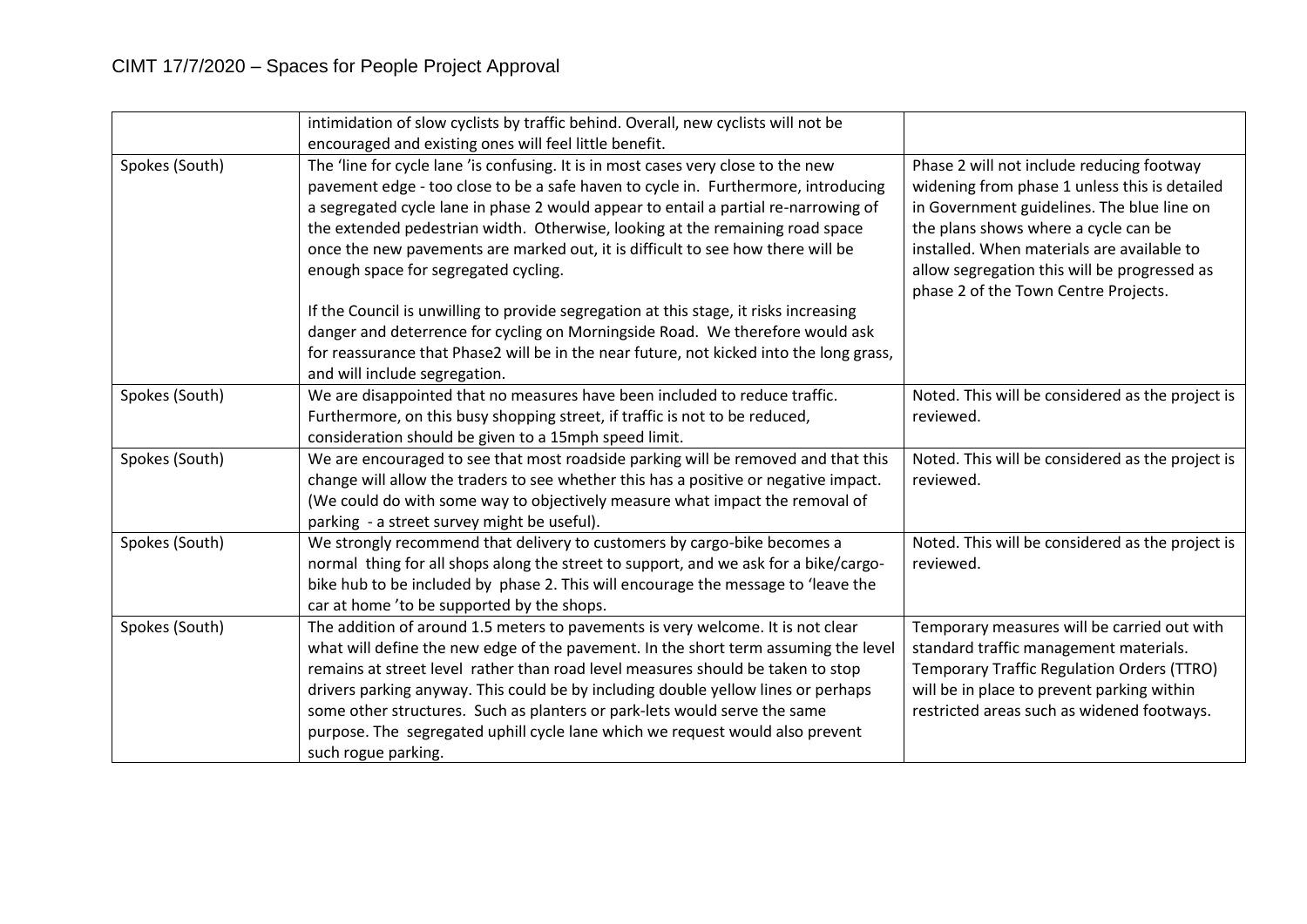| | | |
|---|---|---|
| | intimidation of slow cyclists by traffic behind. Overall, new cyclists will not be encouraged and existing ones will feel little benefit. | |
| Spokes (South) | The 'line for cycle lane 'is confusing. It is in most cases very close to the new pavement edge - too close to be a safe haven to cycle in. Furthermore, introducing a segregated cycle lane in phase 2 would appear to entail a partial re-narrowing of the extended pedestrian width. Otherwise, looking at the remaining road space once the new pavements are marked out, it is difficult to see how there will be enough space for segregated cycling.<br><br>If the Council is unwilling to provide segregation at this stage, it risks increasing danger and deterrence for cycling on Morningside Road. We therefore would ask for reassurance that Phase2 will be in the near future, not kicked into the long grass, and will include segregation. | Phase 2 will not include reducing footway widening from phase 1 unless this is detailed in Government guidelines. The blue line on the plans shows where a cycle can be installed. When materials are available to allow segregation this will be progressed as phase 2 of the Town Centre Projects. |
| Spokes (South) | We are disappointed that no measures have been included to reduce traffic. Furthermore, on this busy shopping street, if traffic is not to be reduced, consideration should be given to a 15mph speed limit. | Noted. This will be considered as the project is reviewed. |
| Spokes (South) | We are encouraged to see that most roadside parking will be removed and that this change will allow the traders to see whether this has a positive or negative impact. (We could do with some way to objectively measure what impact the removal of parking - a street survey might be useful). | Noted. This will be considered as the project is reviewed. |
| Spokes (South) | We strongly recommend that delivery to customers by cargo-bike becomes a normal thing for all shops along the street to support, and we ask for a bike/cargo-bike hub to be included by phase 2. This will encourage the message to 'leave the car at home 'to be supported by the shops. | Noted. This will be considered as the project is reviewed. |
| Spokes (South) | The addition of around 1.5 meters to pavements is very welcome. It is not clear what will define the new edge of the pavement. In the short term assuming the level remains at street level rather than road level measures should be taken to stop drivers parking anyway. This could be by including double yellow lines or perhaps some other structures. Such as planters or park-lets would serve the same purpose. The segregated uphill cycle lane which we request would also prevent such rogue parking. | Temporary measures will be carried out with standard traffic management materials. Temporary Traffic Regulation Orders (TTRO) will be in place to prevent parking within restricted areas such as widened footways. |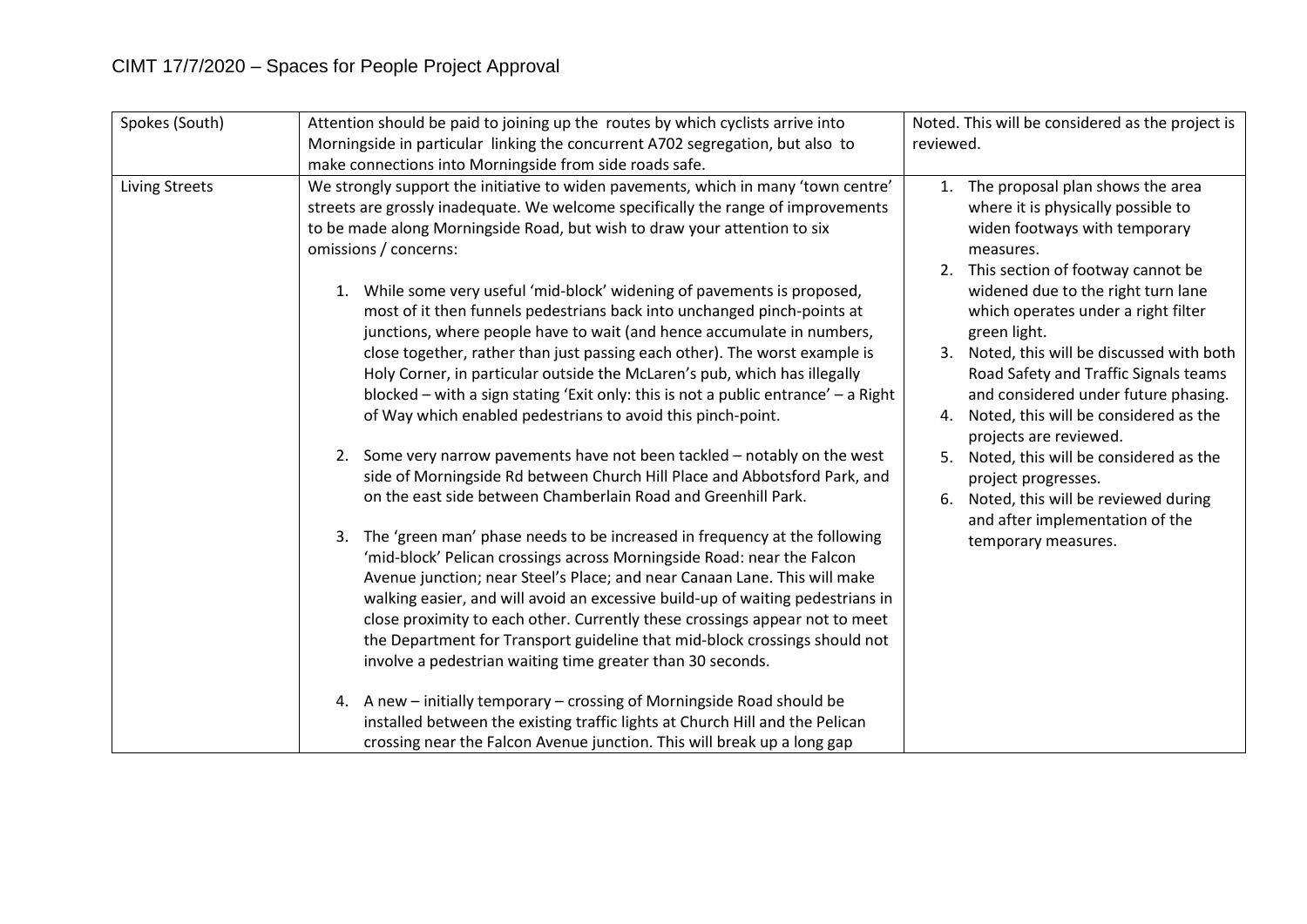CIMT 17/7/2020 – Spaces for People Project Approval

| | | |
|---|---|---|
| Spokes (South) | Attention should be paid to joining up the routes by which cyclists arrive into Morningside in particular linking the concurrent A702 segregation, but also to make connections into Morningside from side roads safe. | Noted. This will be considered as the project is reviewed. |
| Living Streets | We strongly support the initiative to widen pavements, which in many 'town centre' streets are grossly inadequate. We welcome specifically the range of improvements to be made along Morningside Road, but wish to draw your attention to six omissions / concerns:<br><br>1. While some very useful 'mid-block' widening of pavements is proposed, most of it then funnels pedestrians back into unchanged pinch-points at junctions, where people have to wait (and hence accumulate in numbers, close together, rather than just passing each other). The worst example is Holy Corner, in particular outside the McLaren's pub, which has illegally blocked – with a sign stating 'Exit only: this is not a public entrance' – a Right of Way which enabled pedestrians to avoid this pinch-point.<br><br>2. Some very narrow pavements have not been tackled – notably on the west side of Morningside Rd between Church Hill Place and Abbotsford Park, and on the east side between Chamberlain Road and Greenhill Park.<br><br>3. The 'green man' phase needs to be increased in frequency at the following 'mid-block' Pelican crossings across Morningside Road: near the Falcon Avenue junction; near Steel's Place; and near Canaan Lane. This will make walking easier, and will avoid an excessive build-up of waiting pedestrians in close proximity to each other. Currently these crossings appear not to meet the Department for Transport guideline that mid-block crossings should not involve a pedestrian waiting time greater than 30 seconds.<br><br>4. A new – initially temporary – crossing of Morningside Road should be installed between the existing traffic lights at Church Hill and the Pelican crossing near the Falcon Avenue junction. This will break up a long gap | 1. The proposal plan shows the area where it is physically possible to widen footways with temporary measures.<br>2. This section of footway cannot be widened due to the right turn lane which operates under a right filter green light.<br>3. Noted, this will be discussed with both Road Safety and Traffic Signals teams and considered under future phasing.<br>4. Noted, this will be considered as the projects are reviewed.<br>5. Noted, this will be considered as the project progresses.<br>6. Noted, this will be reviewed during and after implementation of the temporary measures. |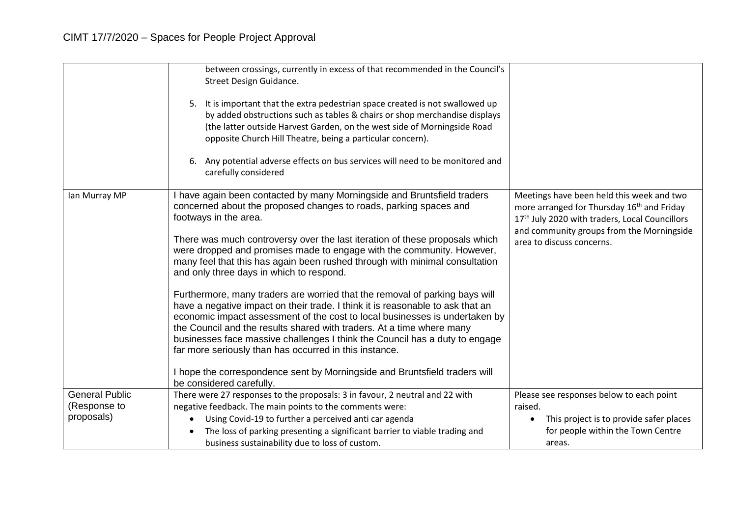| | | |
|---|---|---|
| | between crossings, currently in excess of that recommended in the Council's Street Design Guidance.<br><br>5. It is important that the extra pedestrian space created is not swallowed up by added obstructions such as tables & chairs or shop merchandise displays (the latter outside Harvest Garden, on the west side of Morningside Road opposite Church Hill Theatre, being a particular concern).<br><br>6. Any potential adverse effects on bus services will need to be monitored and carefully considered | |
| Ian Murray MP | I have again been contacted by many Morningside and Bruntsfield traders concerned about the proposed changes to roads, parking spaces and footways in the area.<br><br>There was much controversy over the last iteration of these proposals which were dropped and promises made to engage with the community. However, many feel that this has again been rushed through with minimal consultation and only three days in which to respond.<br><br>Furthermore, many traders are worried that the removal of parking bays will have a negative impact on their trade. I think it is reasonable to ask that an economic impact assessment of the cost to local businesses is undertaken by the Council and the results shared with traders. At a time where many businesses face massive challenges I think the Council has a duty to engage far more seriously than has occurred in this instance.<br><br>I hope the correspondence sent by Morningside and Bruntsfield traders will be considered carefully. | Meetings have been held this week and two more arranged for Thursday 16th and Friday 17th July 2020 with traders, Local Councillors and community groups from the Morningside area to discuss concerns. |
| General Public (Response to proposals) | There were 27 responses to the proposals: 3 in favour, 2 neutral and 22 with negative feedback. The main points to the comments were:<br>• Using Covid-19 to further a perceived anti car agenda<br>• The loss of parking presenting a significant barrier to viable trading and business sustainability due to loss of custom. | Please see responses below to each point raised.<br>• This project is to provide safer places for people within the Town Centre areas. |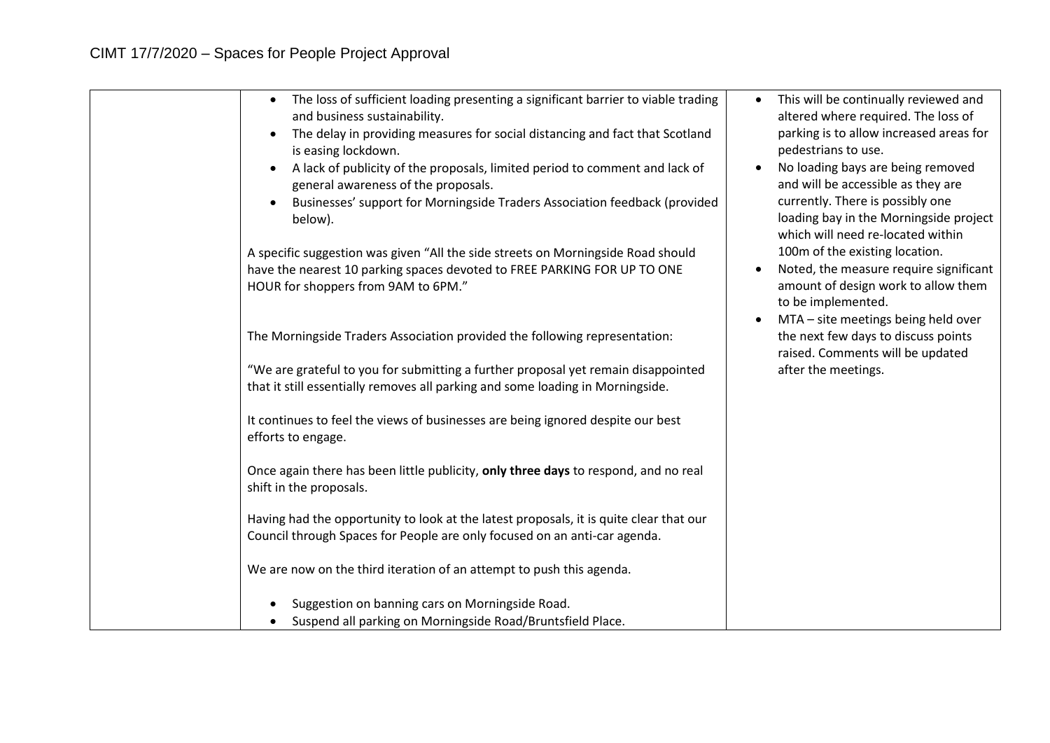| | | |
|---|---|---|
| | • The loss of sufficient loading presenting a significant barrier to viable trading and business sustainability.<br>• The delay in providing measures for social distancing and fact that Scotland is easing lockdown.<br>• A lack of publicity of the proposals, limited period to comment and lack of general awareness of the proposals.<br>• Businesses' support for Morningside Traders Association feedback (provided below).<br><br>A specific suggestion was given "All the side streets on Morningside Road should have the nearest 10 parking spaces devoted to FREE PARKING FOR UP TO ONE HOUR for shoppers from 9AM to 6PM."<br><br>The Morningside Traders Association provided the following representation:<br><br>"We are grateful to you for submitting a further proposal yet remain disappointed that it still essentially removes all parking and some loading in Morningside.<br><br>It continues to feel the views of businesses are being ignored despite our best efforts to engage.<br><br>Once again there has been little publicity, **only three days** to respond, and no real shift in the proposals.<br><br>Having had the opportunity to look at the latest proposals, it is quite clear that our Council through Spaces for People are only focused on an anti-car agenda.<br><br>We are now on the third iteration of an attempt to push this agenda.<br><br>• Suggestion on banning cars on Morningside Road.<br>• Suspend all parking on Morningside Road/Bruntsfield Place. | • This will be continually reviewed and altered where required. The loss of parking is to allow increased areas for pedestrians to use.<br>• No loading bays are being removed and will be accessible as they are currently. There is possibly one loading bay in the Morningside project which will need re-located within 100m of the existing location.<br>• Noted, the measure require significant amount of design work to allow them to be implemented.<br>• MTA – site meetings being held over the next few days to discuss points raised. Comments will be updated after the meetings. |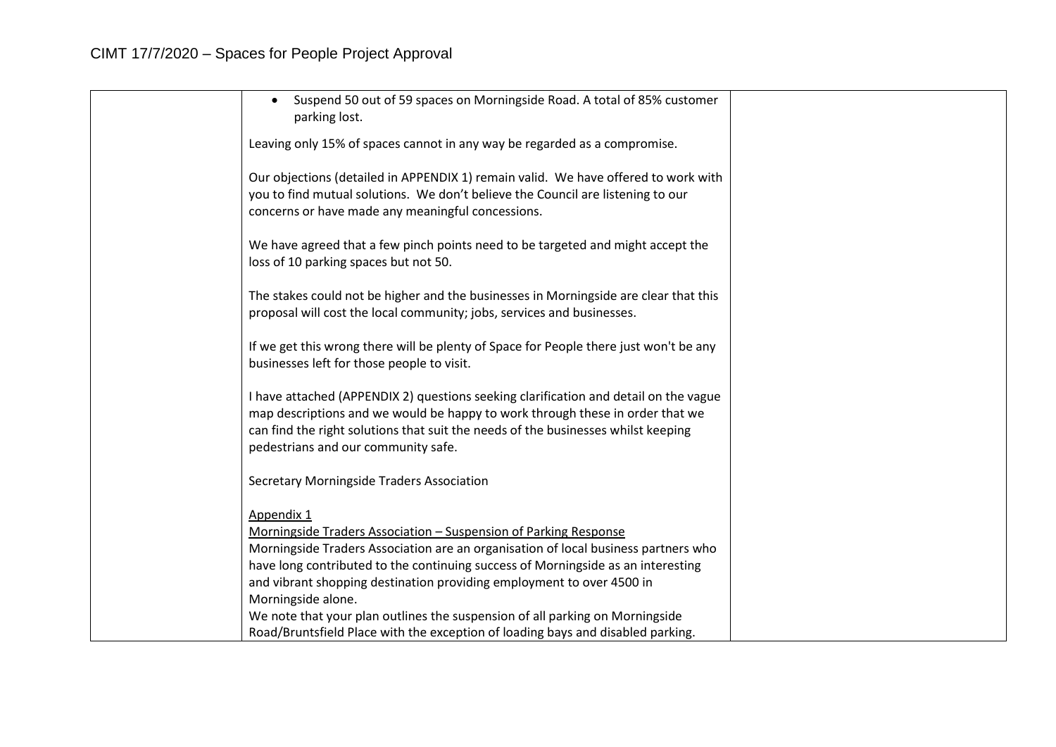| | | |
|---|---|---|
| | • Suspend 50 out of 59 spaces on Morningside Road. A total of 85% customer parking lost.<br><br>Leaving only 15% of spaces cannot in any way be regarded as a compromise.<br><br>Our objections (detailed in APPENDIX 1) remain valid. We have offered to work with you to find mutual solutions. We don't believe the Council are listening to our concerns or have made any meaningful concessions.<br><br>We have agreed that a few pinch points need to be targeted and might accept the loss of 10 parking spaces but not 50.<br><br>The stakes could not be higher and the businesses in Morningside are clear that this proposal will cost the local community; jobs, services and businesses.<br><br>If we get this wrong there will be plenty of Space for People there just won't be any businesses left for those people to visit.<br><br>I have attached (APPENDIX 2) questions seeking clarification and detail on the vague map descriptions and we would be happy to work through these in order that we can find the right solutions that suit the needs of the businesses whilst keeping pedestrians and our community safe.<br><br>Secretary Morningside Traders Association<br><br><u>Appendix 1</u><br><u>Morningside Traders Association – Suspension of Parking Response</u><br>Morningside Traders Association are an organisation of local business partners who have long contributed to the continuing success of Morningside as an interesting and vibrant shopping destination providing employment to over 4500 in Morningside alone.<br>We note that your plan outlines the suspension of all parking on Morningside Road/Bruntsfield Place with the exception of loading bays and disabled parking. | |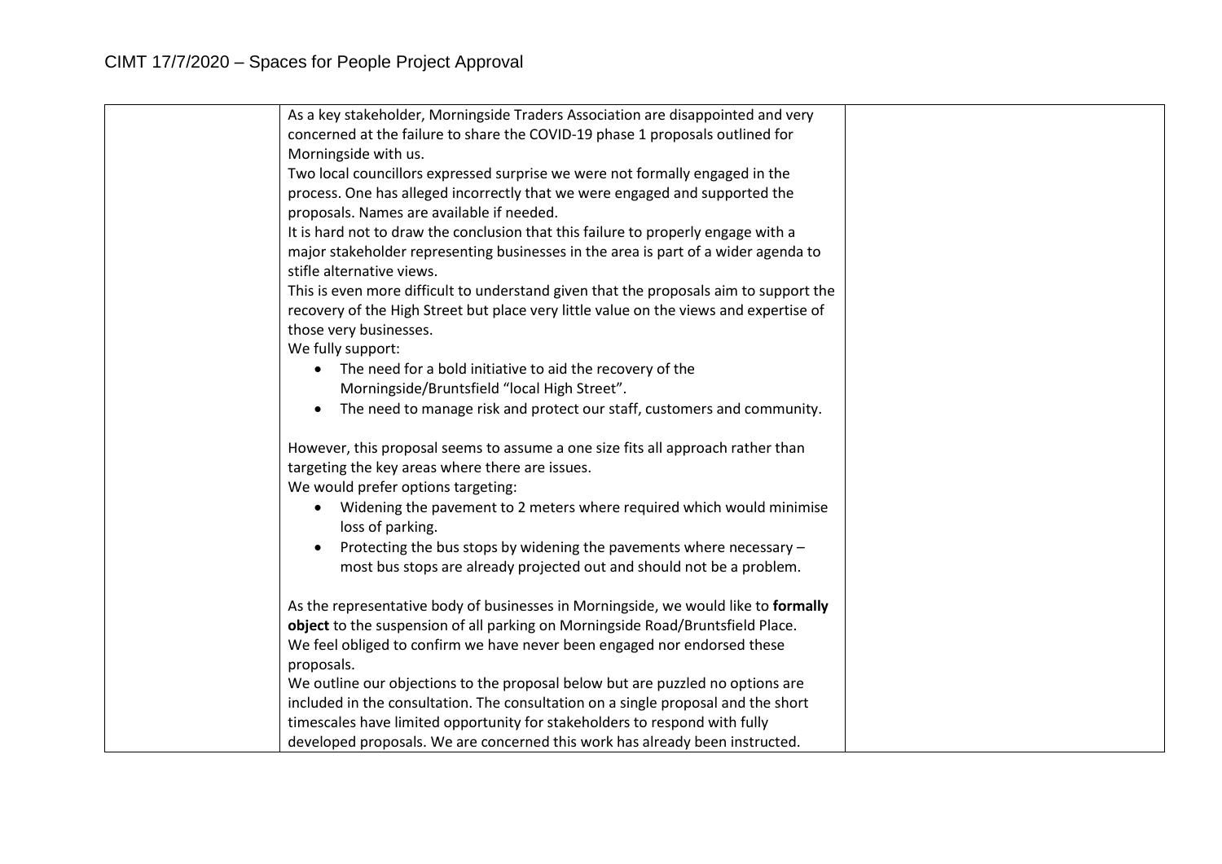| | | |
|---|---|---|
| | As a key stakeholder, Morningside Traders Association are disappointed and very concerned at the failure to share the COVID-19 phase 1 proposals outlined for Morningside with us.<br>Two local councillors expressed surprise we were not formally engaged in the process. One has alleged incorrectly that we were engaged and supported the proposals. Names are available if needed.<br>It is hard not to draw the conclusion that this failure to properly engage with a major stakeholder representing businesses in the area is part of a wider agenda to stifle alternative views.<br>This is even more difficult to understand given that the proposals aim to support the recovery of the High Street but place very little value on the views and expertise of those very businesses.<br>We fully support:<br>• The need for a bold initiative to aid the recovery of the Morningside/Bruntsfield "local High Street".<br>• The need to manage risk and protect our staff, customers and community.<br><br>However, this proposal seems to assume a one size fits all approach rather than targeting the key areas where there are issues.<br>We would prefer options targeting:<br>• Widening the pavement to 2 meters where required which would minimise loss of parking.<br>• Protecting the bus stops by widening the pavements where necessary – most bus stops are already projected out and should not be a problem.<br><br>As the representative body of businesses in Morningside, we would like to **formally object** to the suspension of all parking on Morningside Road/Bruntsfield Place.<br>We feel obliged to confirm we have never been engaged nor endorsed these proposals.<br>We outline our objections to the proposal below but are puzzled no options are included in the consultation. The consultation on a single proposal and the short timescales have limited opportunity for stakeholders to respond with fully developed proposals. We are concerned this work has already been instructed. | |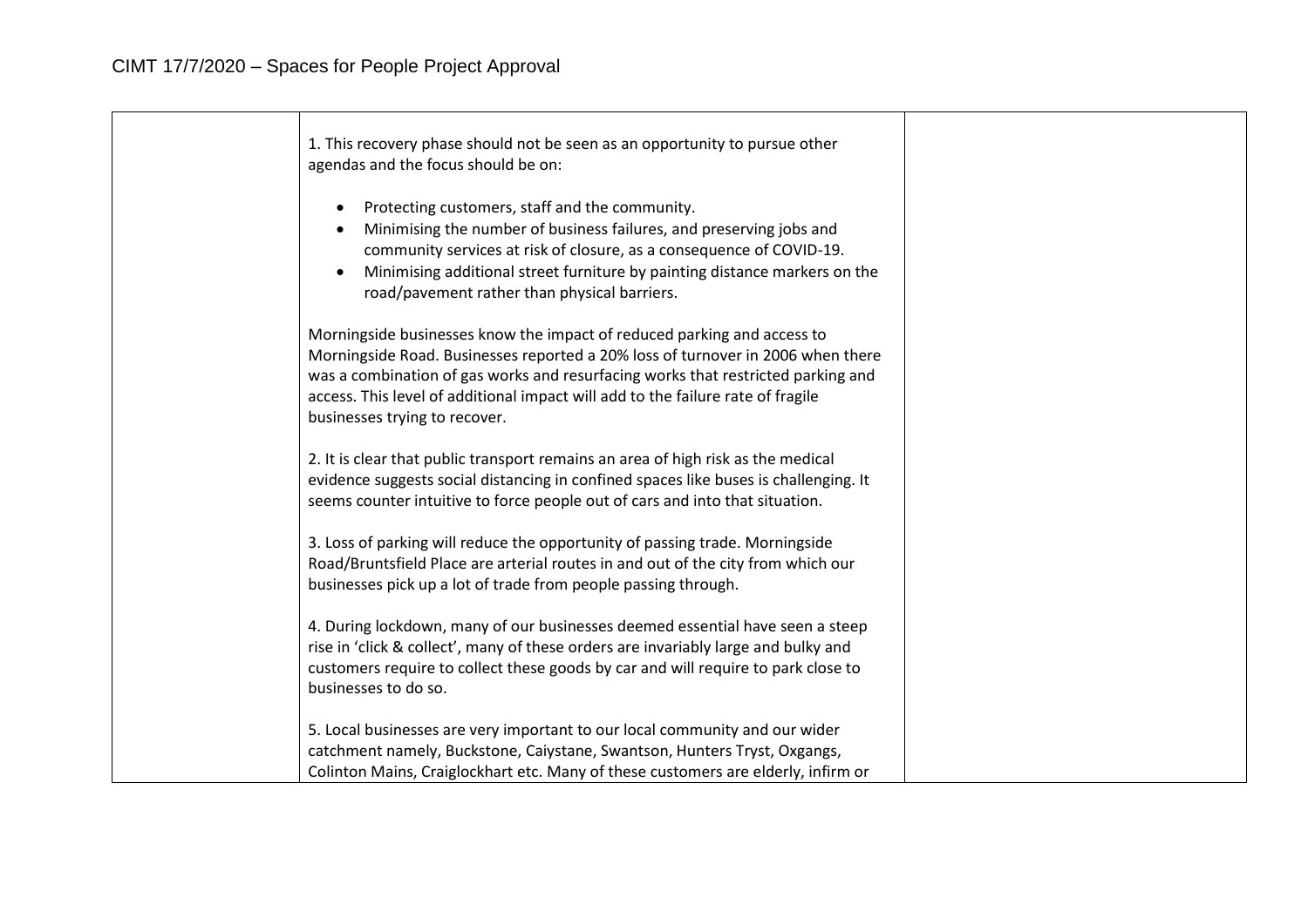| | 1. This recovery phase should not be seen as an opportunity to pursue other agendas and the focus should be on:<br><br>• Protecting customers, staff and the community.<br>• Minimising the number of business failures, and preserving jobs and community services at risk of closure, as a consequence of COVID-19.<br>• Minimising additional street furniture by painting distance markers on the road/pavement rather than physical barriers.<br><br>Morningside businesses know the impact of reduced parking and access to Morningside Road. Businesses reported a 20% loss of turnover in 2006 when there was a combination of gas works and resurfacing works that restricted parking and access. This level of additional impact will add to the failure rate of fragile businesses trying to recover.<br><br>2. It is clear that public transport remains an area of high risk as the medical evidence suggests social distancing in confined spaces like buses is challenging. It seems counter intuitive to force people out of cars and into that situation.<br><br>3. Loss of parking will reduce the opportunity of passing trade. Morningside Road/Bruntsfield Place are arterial routes in and out of the city from which our businesses pick up a lot of trade from people passing through.<br><br>4. During lockdown, many of our businesses deemed essential have seen a steep rise in 'click & collect', many of these orders are invariably large and bulky and customers require to collect these goods by car and will require to park close to businesses to do so.<br><br>5. Local businesses are very important to our local community and our wider catchment namely, Buckstone, Caiystane, Swantson, Hunters Tryst, Oxgangs, Colinton Mains, Craiglockhart etc. Many of these customers are elderly, infirm or | |
|---|---|---|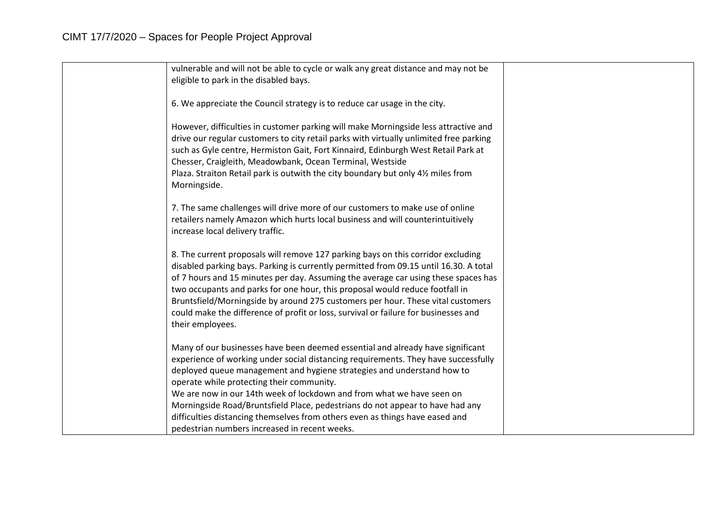| | | |
|---|---|---|
| | vulnerable and will not be able to cycle or walk any great distance and may not be eligible to park in the disabled bays.<br><br>6. We appreciate the Council strategy is to reduce car usage in the city.<br><br>However, difficulties in customer parking will make Morningside less attractive and drive our regular customers to city retail parks with virtually unlimited free parking such as Gyle centre, Hermiston Gait, Fort Kinnaird, Edinburgh West Retail Park at Chesser, Craigleith, Meadowbank, Ocean Terminal, Westside Plaza. Straiton Retail park is outwith the city boundary but only 4½ miles from Morningside.<br><br>7. The same challenges will drive more of our customers to make use of online retailers namely Amazon which hurts local business and will counterintuitively increase local delivery traffic.<br><br>8. The current proposals will remove 127 parking bays on this corridor excluding disabled parking bays. Parking is currently permitted from 09.15 until 16.30. A total of 7 hours and 15 minutes per day. Assuming the average car using these spaces has two occupants and parks for one hour, this proposal would reduce footfall in Bruntsfield/Morningside by around 275 customers per hour. These vital customers could make the difference of profit or loss, survival or failure for businesses and their employees.<br><br>Many of our businesses have been deemed essential and already have significant experience of working under social distancing requirements. They have successfully deployed queue management and hygiene strategies and understand how to operate while protecting their community.<br>We are now in our 14th week of lockdown and from what we have seen on Morningside Road/Bruntsfield Place, pedestrians do not appear to have had any difficulties distancing themselves from others even as things have eased and pedestrian numbers increased in recent weeks. | |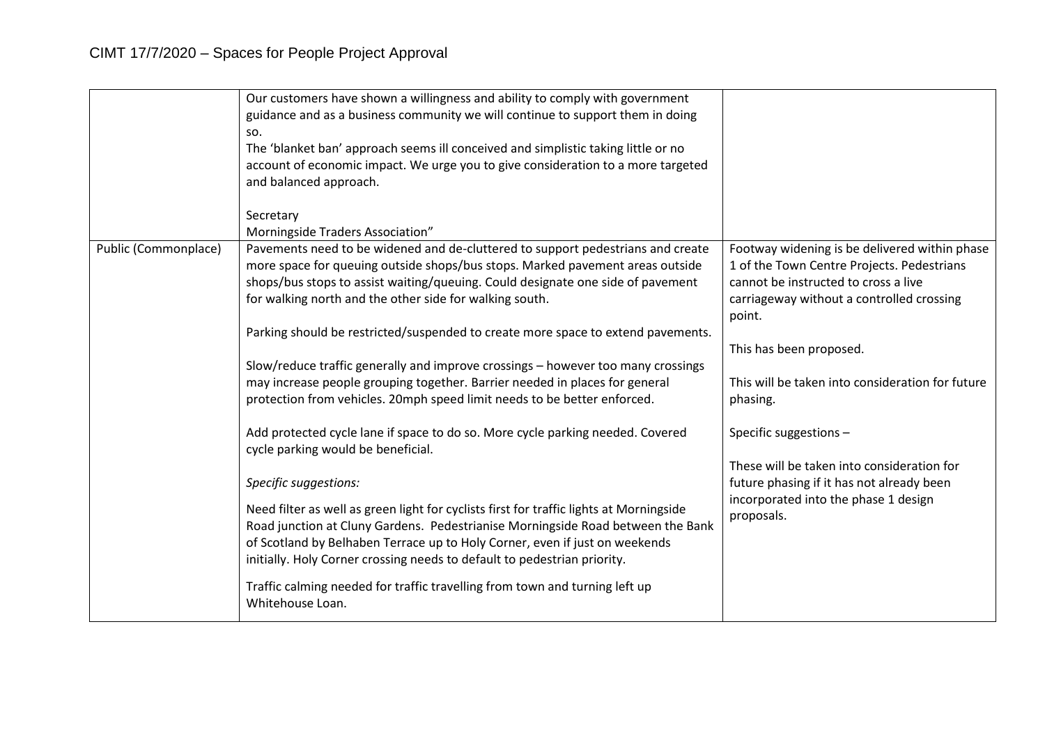| | | |
|---|---|---|
| | Our customers have shown a willingness and ability to comply with government guidance and as a business community we will continue to support them in doing so.<br>The 'blanket ban' approach seems ill conceived and simplistic taking little or no account of economic impact. We urge you to give consideration to a more targeted and balanced approach.<br><br>Secretary<br>Morningside Traders Association" | |
| Public (Commonplace) | Pavements need to be widened and de-cluttered to support pedestrians and create more space for queuing outside shops/bus stops. Marked pavement areas outside shops/bus stops to assist waiting/queuing. Could designate one side of pavement for walking north and the other side for walking south.<br><br>Parking should be restricted/suspended to create more space to extend pavements.<br><br>Slow/reduce traffic generally and improve crossings – however too many crossings may increase people grouping together. Barrier needed in places for general protection from vehicles. 20mph speed limit needs to be better enforced.<br><br>Add protected cycle lane if space to do so. More cycle parking needed. Covered cycle parking would be beneficial.<br><br>*Specific suggestions:*<br><br>Need filter as well as green light for cyclists first for traffic lights at Morningside Road junction at Cluny Gardens. Pedestrianise Morningside Road between the Bank of Scotland by Belhaben Terrace up to Holy Corner, even if just on weekends initially. Holy Corner crossing needs to default to pedestrian priority.<br><br>Traffic calming needed for traffic travelling from town and turning left up Whitehouse Loan. | Footway widening is be delivered within phase 1 of the Town Centre Projects. Pedestrians cannot be instructed to cross a live carriageway without a controlled crossing point.<br><br>This has been proposed.<br><br>This will be taken into consideration for future phasing.<br><br>Specific suggestions –<br><br>These will be taken into consideration for future phasing if it has not already been incorporated into the phase 1 design proposals. |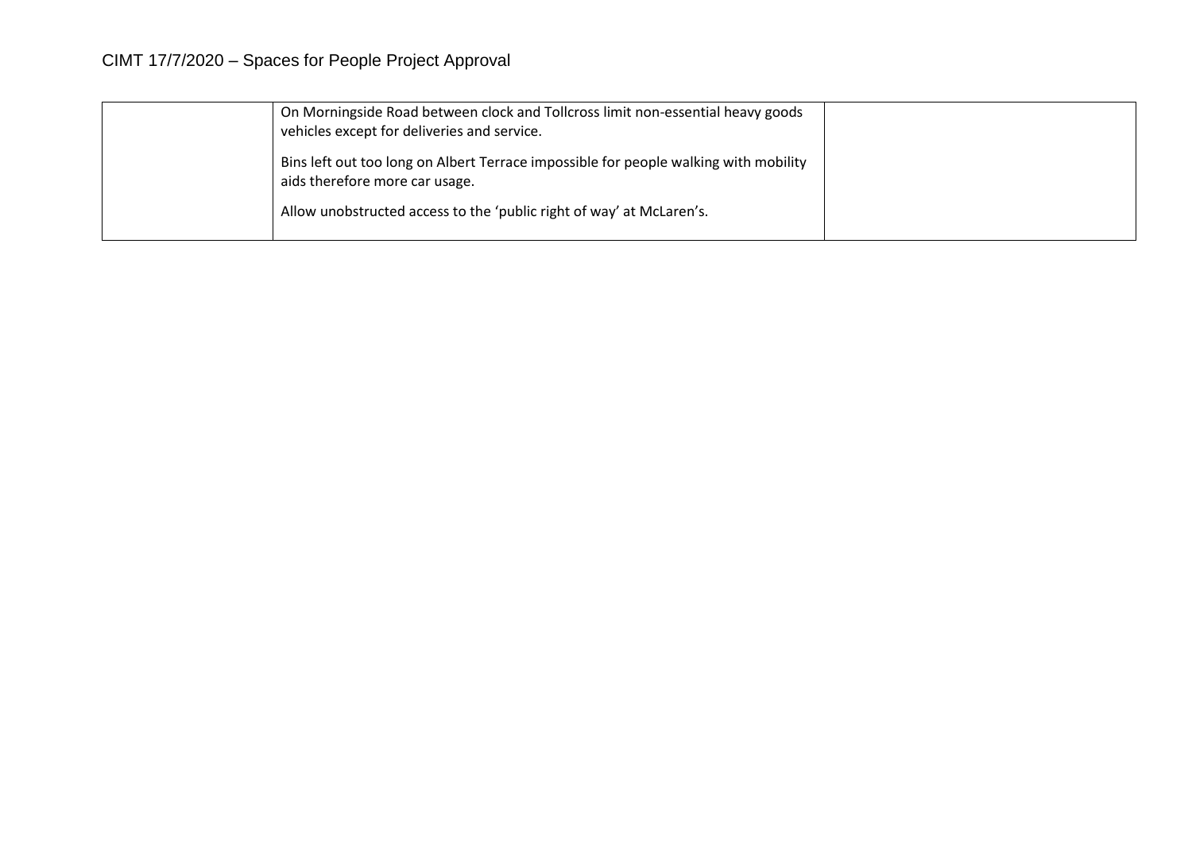| | | |
|---|---|---|
| | On Morningside Road between clock and Tollcross limit non-essential heavy goods vehicles except for deliveries and service.<br><br>Bins left out too long on Albert Terrace impossible for people walking with mobility aids therefore more car usage.<br><br>Allow unobstructed access to the 'public right of way' at McLaren's. | |